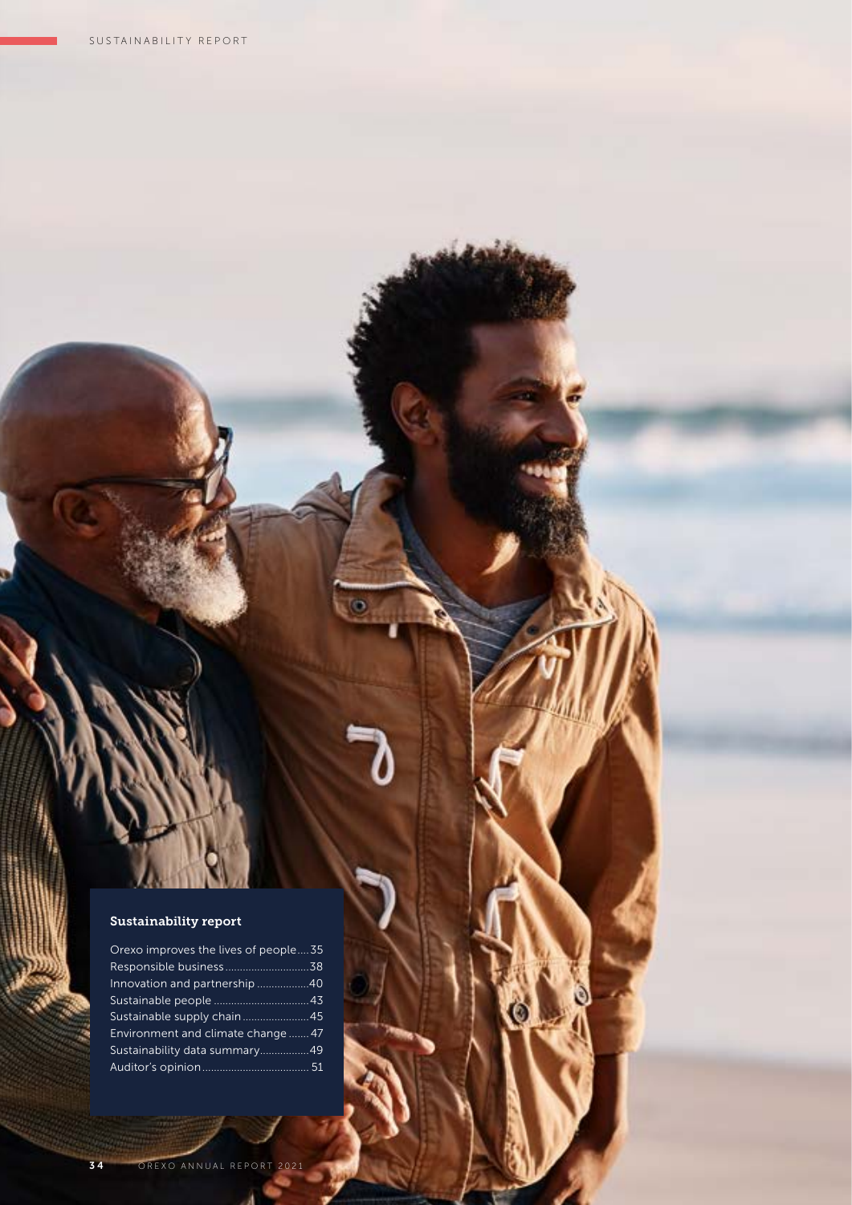## Sustainability report

| | |
|---|---|
| Orexo improves the lives of people | 35 |
| Responsible business | 38 |
| Innovation and partnership | 40 |
| Sustainable people | 43 |
| Sustainable supply chain | 45 |
| Environment and climate change | 47 |
| Sustainability data summary | 49 |
| Auditor's opinion | 51 |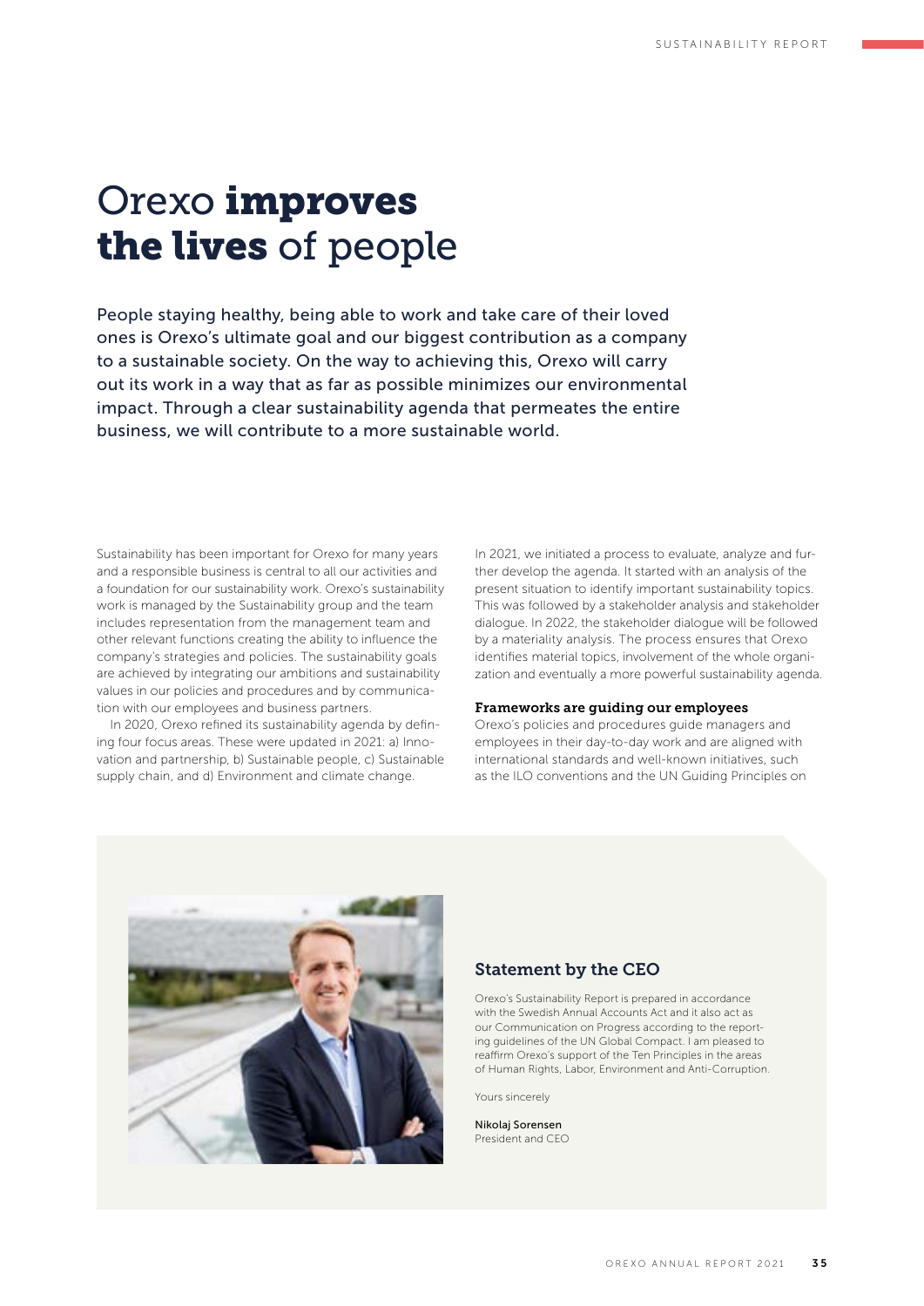# Orexo **improves the lives** of people

People staying healthy, being able to work and take care of their loved ones is Orexo's ultimate goal and our biggest contribution as a company to a sustainable society. On the way to achieving this, Orexo will carry out its work in a way that as far as possible minimizes our environmental impact. Through a clear sustainability agenda that permeates the entire business, we will contribute to a more sustainable world.

Sustainability has been important for Orexo for many years and a responsible business is central to all our activities and a foundation for our sustainability work. Orexo's sustainability work is managed by the Sustainability group and the team includes representation from the management team and other relevant functions creating the ability to influence the company's strategies and policies. The sustainability goals are achieved by integrating our ambitions and sustainability values in our policies and procedures and by communication with our employees and business partners.

In 2020, Orexo refined its sustainability agenda by defining four focus areas. These were updated in 2021: a) Innovation and partnership, b) Sustainable people, c) Sustainable supply chain, and d) Environment and climate change.

In 2021, we initiated a process to evaluate, analyze and further develop the agenda. It started with an analysis of the present situation to identify important sustainability topics. This was followed by a stakeholder analysis and stakeholder dialogue. In 2022, the stakeholder dialogue will be followed by a materiality analysis. The process ensures that Orexo identifies material topics, involvement of the whole organization and eventually a more powerful sustainability agenda.

### Frameworks are guiding our employees

Orexo's policies and procedures guide managers and employees in their day-to-day work and are aligned with international standards and well-known initiatives, such as the ILO conventions and the UN Guiding Principles on

### Statement by the CEO

Orexo's Sustainability Report is prepared in accordance with the Swedish Annual Accounts Act and it also act as our Communication on Progress according to the reporting guidelines of the UN Global Compact. I am pleased to reaffirm Orexo's support of the Ten Principles in the areas of Human Rights, Labor, Environment and Anti-Corruption.

Yours sincerely

Nikolaj Sorensen
President and CEO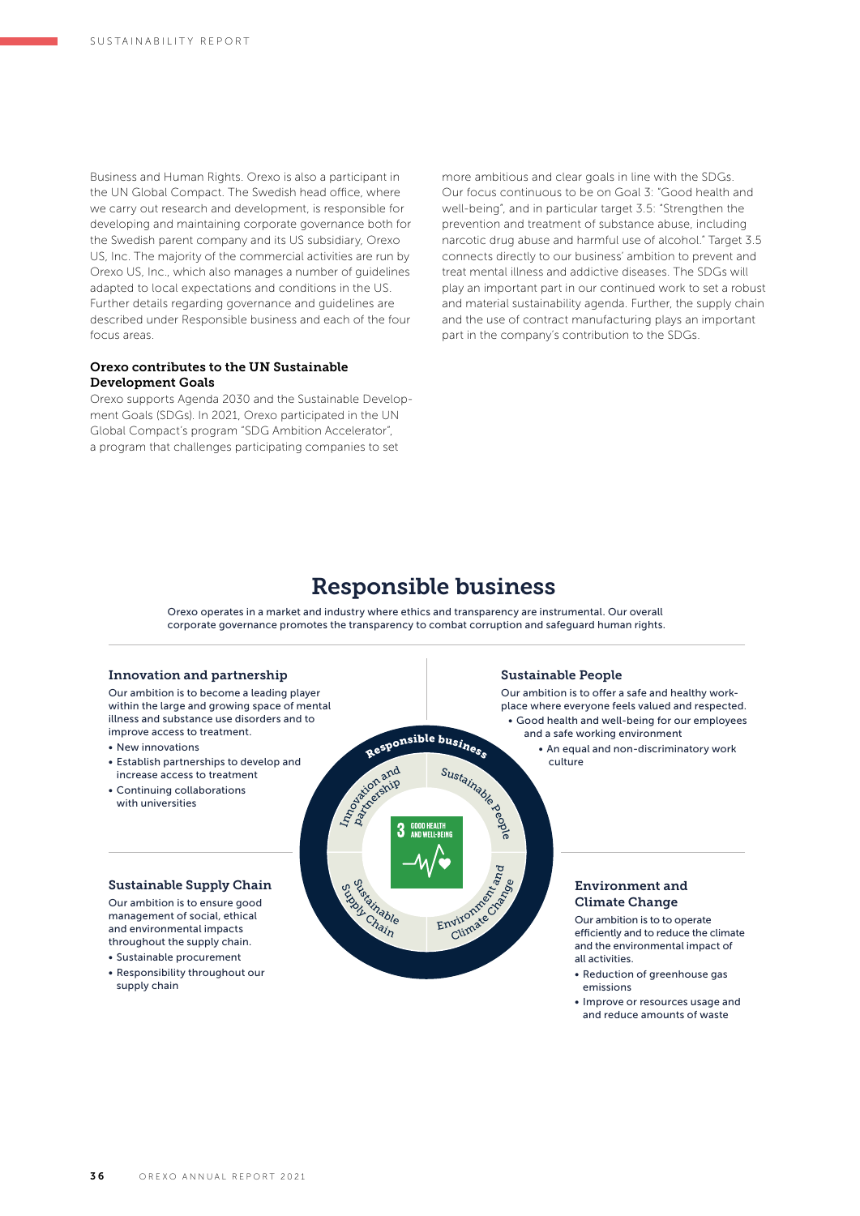Business and Human Rights. Orexo is also a participant in the UN Global Compact. The Swedish head office, where we carry out research and development, is responsible for developing and maintaining corporate governance both for the Swedish parent company and its US subsidiary, Orexo US, Inc. The majority of the commercial activities are run by Orexo US, Inc., which also manages a number of guidelines adapted to local expectations and conditions in the US. Further details regarding governance and guidelines are described under Responsible business and each of the four focus areas.

### Orexo contributes to the UN Sustainable Development Goals

Orexo supports Agenda 2030 and the Sustainable Development Goals (SDGs). In 2021, Orexo participated in the UN Global Compact's program "SDG Ambition Accelerator", a program that challenges participating companies to set more ambitious and clear goals in line with the SDGs. Our focus continuous to be on Goal 3: "Good health and well-being", and in particular target 3.5: "Strengthen the prevention and treatment of substance abuse, including narcotic drug abuse and harmful use of alcohol." Target 3.5 connects directly to our business' ambition to prevent and treat mental illness and addictive diseases. The SDGs will play an important part in our continued work to set a robust and material sustainability agenda. Further, the supply chain and the use of contract manufacturing plays an important part in the company's contribution to the SDGs.

## Responsible business

Orexo operates in a market and industry where ethics and transparency are instrumental. Our overall corporate governance promotes the transparency to combat corruption and safeguard human rights.

### Innovation and partnership

Our ambition is to become a leading player within the large and growing space of mental illness and substance use disorders and to improve access to treatment.

- New innovations
- Establish partnerships to develop and increase access to treatment
- Continuing collaborations with universities

### Sustainable People

Our ambition is to offer a safe and healthy workplace where everyone feels valued and respected.

- Good health and well-being for our employees and a safe working environment
- An equal and non-discriminatory work culture

Responsible business

Innovation and partnership

Sustainable People

3 GOOD HEALTH AND WELL-BEING

Sustainable Supply Chain

Environment and Climate Change

### Sustainable Supply Chain

Our ambition is to ensure good management of social, ethical and environmental impacts throughout the supply chain.

- Sustainable procurement
- Responsibility throughout our supply chain

### Environment and Climate Change

Our ambition is to to operate efficiently and to reduce the climate and the environmental impact of all activities.

- Reduction of greenhouse gas emissions
- Improve or resources usage and and reduce amounts of waste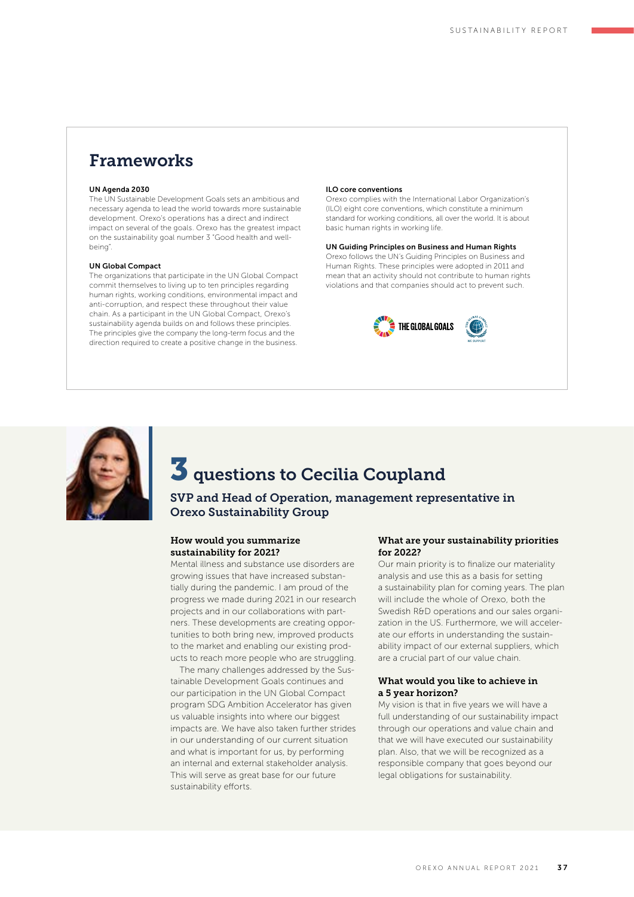## Frameworks

**UN Agenda 2030**
The UN Sustainable Development Goals sets an ambitious and necessary agenda to lead the world towards more sustainable development. Orexo's operations has a direct and indirect impact on several of the goals. Orexo has the greatest impact on the sustainability goal number 3 "Good health and well-being".

**UN Global Compact**
The organizations that participate in the UN Global Compact commit themselves to living up to ten principles regarding human rights, working conditions, environmental impact and anti-corruption, and respect these throughout their value chain. As a participant in the UN Global Compact, Orexo's sustainability agenda builds on and follows these principles. The principles give the company the long-term focus and the direction required to create a positive change in the business.

**ILO core conventions**
Orexo complies with the International Labor Organization's (ILO) eight core conventions, which constitute a minimum standard for working conditions, all over the world. It is about basic human rights in working life.

**UN Guiding Principles on Business and Human Rights**
Orexo follows the UN's Guiding Principles on Business and Human Rights. These principles were adopted in 2011 and mean that an activity should not contribute to human rights violations and that companies should act to prevent such.

THE GLOBAL GOALS

## 3 questions to Cecilia Coupland

### SVP and Head of Operation, management representative in Orexo Sustainability Group

**How would you summarize sustainability for 2021?**
Mental illness and substance use disorders are growing issues that have increased substantially during the pandemic. I am proud of the progress we made during 2021 in our research projects and in our collaborations with partners. These developments are creating opportunities to both bring new, improved products to the market and enabling our existing products to reach more people who are struggling.

The many challenges addressed by the Sustainable Development Goals continues and our participation in the UN Global Compact program SDG Ambition Accelerator has given us valuable insights into where our biggest impacts are. We have also taken further strides in our understanding of our current situation and what is important for us, by performing an internal and external stakeholder analysis. This will serve as great base for our future sustainability efforts.

**What are your sustainability priorities for 2022?**
Our main priority is to finalize our materiality analysis and use this as a basis for setting a sustainability plan for coming years. The plan will include the whole of Orexo, both the Swedish R&D operations and our sales organization in the US. Furthermore, we will accelerate our efforts in understanding the sustainability impact of our external suppliers, which are a crucial part of our value chain.

**What would you like to achieve in a 5 year horizon?**
My vision is that in five years we will have a full understanding of our sustainability impact through our operations and value chain and that we will have executed our sustainability plan. Also, that we will be recognized as a responsible company that goes beyond our legal obligations for sustainability.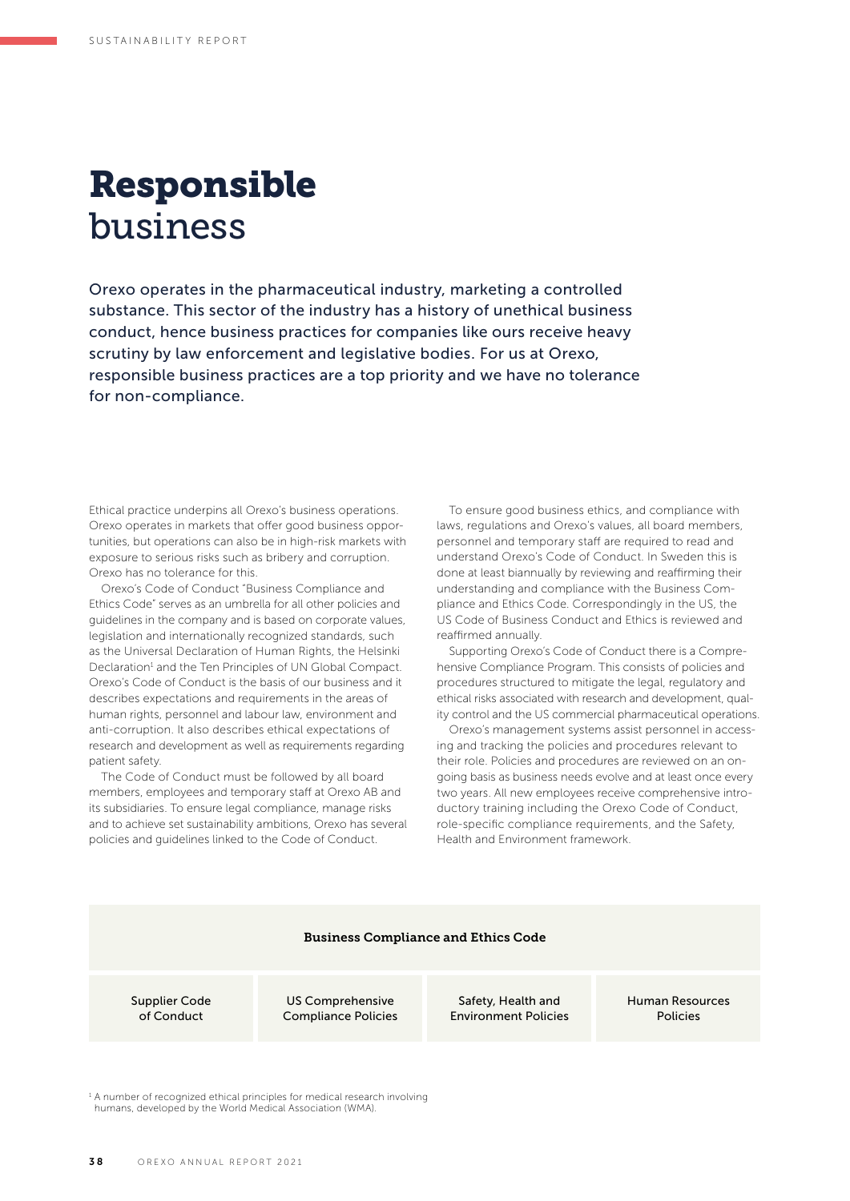# Responsible business

Orexo operates in the pharmaceutical industry, marketing a controlled substance. This sector of the industry has a history of unethical business conduct, hence business practices for companies like ours receive heavy scrutiny by law enforcement and legislative bodies. For us at Orexo, responsible business practices are a top priority and we have no tolerance for non-compliance.

Ethical practice underpins all Orexo's business operations. Orexo operates in markets that offer good business opportunities, but operations can also be in high-risk markets with exposure to serious risks such as bribery and corruption. Orexo has no tolerance for this.

Orexo's Code of Conduct "Business Compliance and Ethics Code" serves as an umbrella for all other policies and guidelines in the company and is based on corporate values, legislation and internationally recognized standards, such as the Universal Declaration of Human Rights, the Helsinki Declaration[1] and the Ten Principles of UN Global Compact. Orexo's Code of Conduct is the basis of our business and it describes expectations and requirements in the areas of human rights, personnel and labour law, environment and anti-corruption. It also describes ethical expectations of research and development as well as requirements regarding patient safety.

The Code of Conduct must be followed by all board members, employees and temporary staff at Orexo AB and its subsidiaries. To ensure legal compliance, manage risks and to achieve set sustainability ambitions, Orexo has several policies and guidelines linked to the Code of Conduct.

To ensure good business ethics, and compliance with laws, regulations and Orexo's values, all board members, personnel and temporary staff are required to read and understand Orexo's Code of Conduct. In Sweden this is done at least biannually by reviewing and reaffirming their understanding and compliance with the Business Compliance and Ethics Code. Correspondingly in the US, the US Code of Business Conduct and Ethics is reviewed and reaffirmed annually.

Supporting Orexo's Code of Conduct there is a Comprehensive Compliance Program. This consists of policies and procedures structured to mitigate the legal, regulatory and ethical risks associated with research and development, quality control and the US commercial pharmaceutical operations.

Orexo's management systems assist personnel in accessing and tracking the policies and procedures relevant to their role. Policies and procedures are reviewed on an ongoing basis as business needs evolve and at least once every two years. All new employees receive comprehensive introductory training including the Orexo Code of Conduct, role-specific compliance requirements, and the Safety, Health and Environment framework.

| Business Compliance and Ethics Code | | | |
|---|---|---|---|
| Supplier Code of Conduct | US Comprehensive Compliance Policies | Safety, Health and Environment Policies | Human Resources Policies |

[1] A number of recognized ethical principles for medical research involving humans, developed by the World Medical Association (WMA).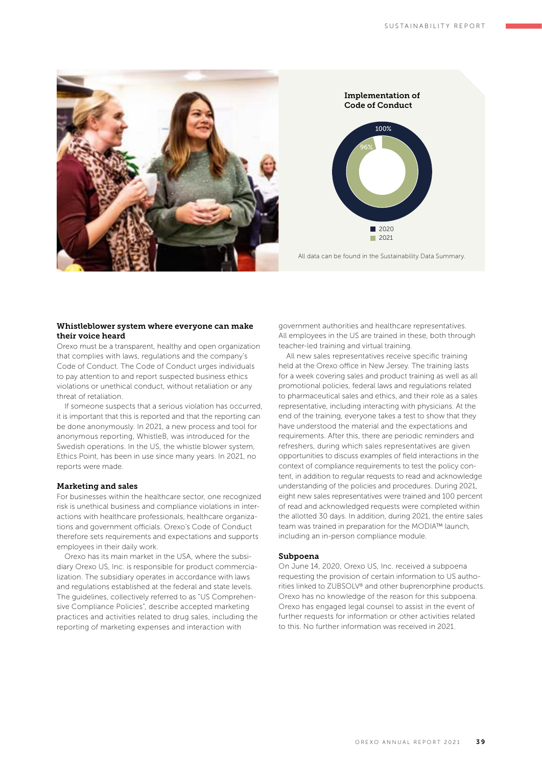**Implementation of Code of Conduct**

100%

96%

2020
2021

All data can be found in the Sustainability Data Summary.

### Whistleblower system where everyone can make their voice heard

Orexo must be a transparent, healthy and open organization that complies with laws, regulations and the company's Code of Conduct. The Code of Conduct urges individuals to pay attention to and report suspected business ethics violations or unethical conduct, without retaliation or any threat of retaliation.

If someone suspects that a serious violation has occurred, it is important that this is reported and that the reporting can be done anonymously. In 2021, a new process and tool for anonymous reporting, WhistleB, was introduced for the Swedish operations. In the US, the whistle blower system, Ethics Point, has been in use since many years. In 2021, no reports were made.

### Marketing and sales

For businesses within the healthcare sector, one recognized risk is unethical business and compliance violations in interactions with healthcare professionals, healthcare organizations and government officials. Orexo's Code of Conduct therefore sets requirements and expectations and supports employees in their daily work.

Orexo has its main market in the USA, where the subsidiary Orexo US, Inc. is responsible for product commercialization. The subsidiary operates in accordance with laws and regulations established at the federal and state levels. The guidelines, collectively referred to as "US Comprehensive Compliance Policies", describe accepted marketing practices and activities related to drug sales, including the reporting of marketing expenses and interaction with government authorities and healthcare representatives. All employees in the US are trained in these, both through teacher-led training and virtual training.

All new sales representatives receive specific training held at the Orexo office in New Jersey. The training lasts for a week covering sales and product training as well as all promotional policies, federal laws and regulations related to pharmaceutical sales and ethics, and their role as a sales representative, including interacting with physicians. At the end of the training, everyone takes a test to show that they have understood the material and the expectations and requirements. After this, there are periodic reminders and refreshers, during which sales representatives are given opportunities to discuss examples of field interactions in the context of compliance requirements to test the policy content, in addition to regular requests to read and acknowledge understanding of the policies and procedures. During 2021, eight new sales representatives were trained and 100 percent of read and acknowledged requests were completed within the allotted 30 days. In addition, during 2021, the entire sales team was trained in preparation for the MODIA™ launch, including an in-person compliance module.

### Subpoena

On June 14, 2020, Orexo US, Inc. received a subpoena requesting the provision of certain information to US authorities linked to ZUBSOLV® and other buprenorphine products. Orexo has no knowledge of the reason for this subpoena. Orexo has engaged legal counsel to assist in the event of further requests for information or other activities related to this. No further information was received in 2021.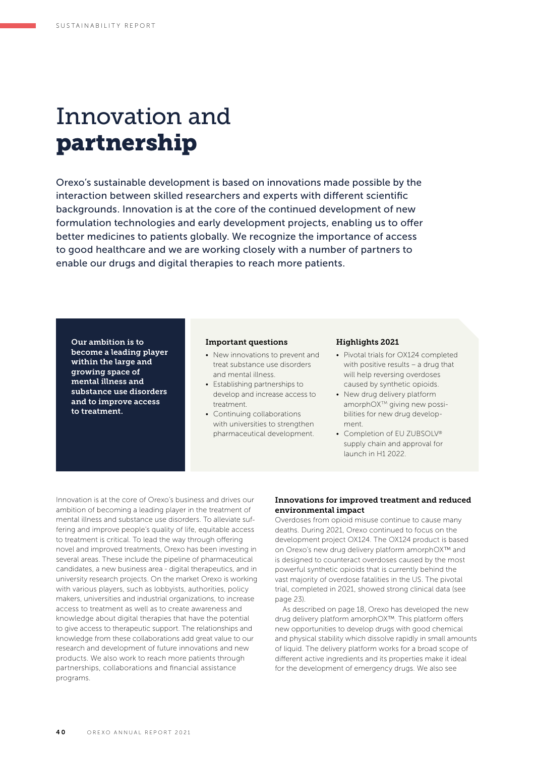# Innovation and **partnership**

Orexo's sustainable development is based on innovations made possible by the interaction between skilled researchers and experts with different scientific backgrounds. Innovation is at the core of the continued development of new formulation technologies and early development projects, enabling us to offer better medicines to patients globally. We recognize the importance of access to good healthcare and we are working closely with a number of partners to enable our drugs and digital therapies to reach more patients.

**Our ambition is to become a leading player within the large and growing space of mental illness and substance use disorders and to improve access to treatment.**

**Important questions**

- New innovations to prevent and treat substance use disorders and mental illness.
- Establishing partnerships to develop and increase access to treatment.
- Continuing collaborations with universities to strengthen pharmaceutical development.

**Highlights 2021**

- Pivotal trials for OX124 completed with positive results – a drug that will help reversing overdoses caused by synthetic opioids.
- New drug delivery platform amorphOX™ giving new possibilities for new drug development.
- Completion of EU ZUBSOLV® supply chain and approval for launch in H1 2022.

Innovation is at the core of Orexo's business and drives our ambition of becoming a leading player in the treatment of mental illness and substance use disorders. To alleviate suffering and improve people's quality of life, equitable access to treatment is critical. To lead the way through offering novel and improved treatments, Orexo has been investing in several areas. These include the pipeline of pharmaceutical candidates, a new business area - digital therapeutics, and in university research projects. On the market Orexo is working with various players, such as lobbyists, authorities, policy makers, universities and industrial organizations, to increase access to treatment as well as to create awareness and knowledge about digital therapies that have the potential to give access to therapeutic support. The relationships and knowledge from these collaborations add great value to our research and development of future innovations and new products. We also work to reach more patients through partnerships, collaborations and financial assistance programs.

**Innovations for improved treatment and reduced environmental impact**

Overdoses from opioid misuse continue to cause many deaths. During 2021, Orexo continued to focus on the development project OX124. The OX124 product is based on Orexo's new drug delivery platform amorphOX™ and is designed to counteract overdoses caused by the most powerful synthetic opioids that is currently behind the vast majority of overdose fatalities in the US. The pivotal trial, completed in 2021, showed strong clinical data (see page 23).

As described on page 18, Orexo has developed the new drug delivery platform amorphOX™. This platform offers new opportunities to develop drugs with good chemical and physical stability which dissolve rapidly in small amounts of liquid. The delivery platform works for a broad scope of different active ingredients and its properties make it ideal for the development of emergency drugs. We also see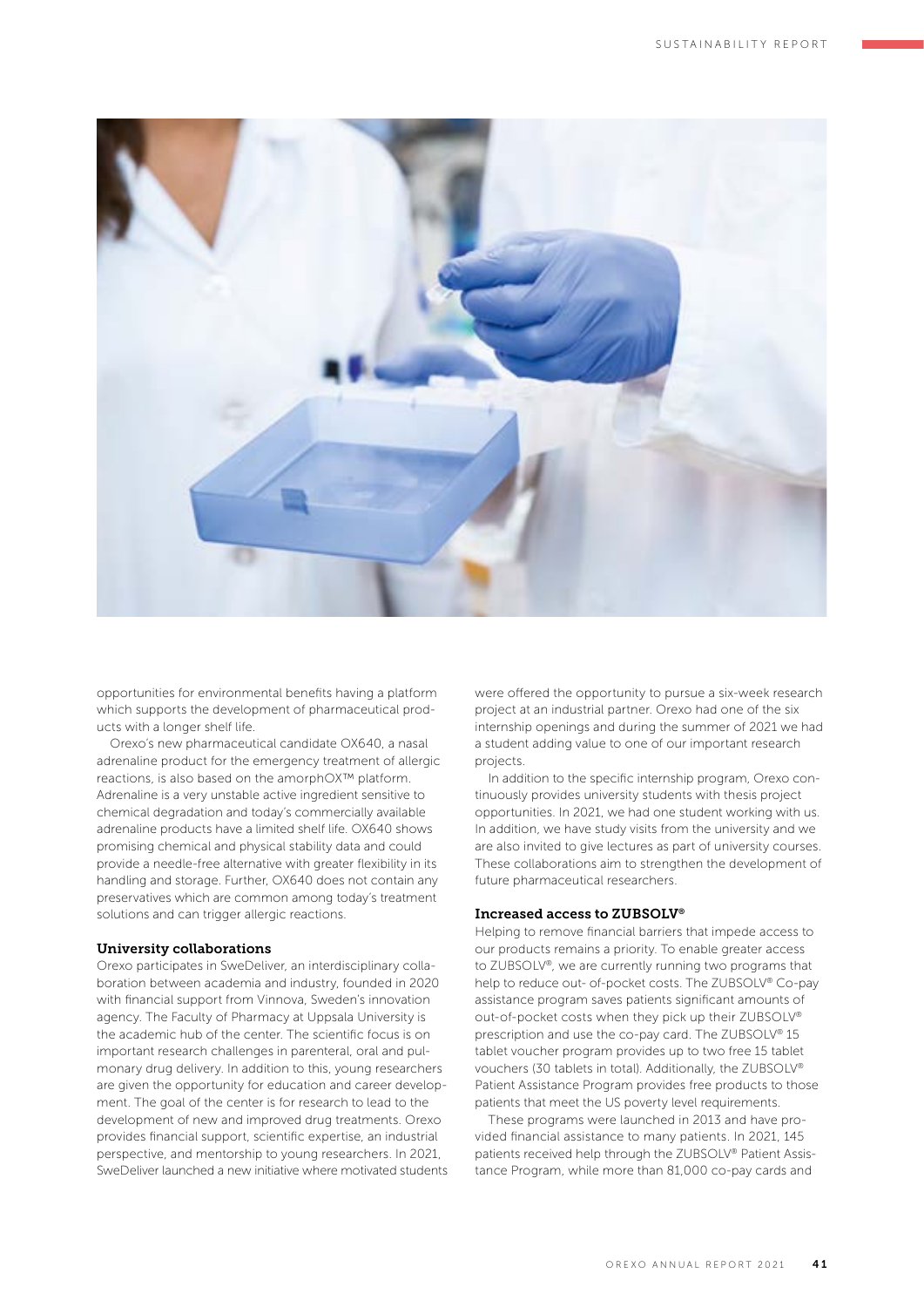opportunities for environmental benefits having a platform which supports the development of pharmaceutical products with a longer shelf life.

Orexo's new pharmaceutical candidate OX640, a nasal adrenaline product for the emergency treatment of allergic reactions, is also based on the amorphOX™ platform. Adrenaline is a very unstable active ingredient sensitive to chemical degradation and today's commercially available adrenaline products have a limited shelf life. OX640 shows promising chemical and physical stability data and could provide a needle-free alternative with greater flexibility in its handling and storage. Further, OX640 does not contain any preservatives which are common among today's treatment solutions and can trigger allergic reactions.

### University collaborations

Orexo participates in SweDeliver, an interdisciplinary collaboration between academia and industry, founded in 2020 with financial support from Vinnova, Sweden's innovation agency. The Faculty of Pharmacy at Uppsala University is the academic hub of the center. The scientific focus is on important research challenges in parenteral, oral and pulmonary drug delivery. In addition to this, young researchers are given the opportunity for education and career development. The goal of the center is for research to lead to the development of new and improved drug treatments. Orexo provides financial support, scientific expertise, an industrial perspective, and mentorship to young researchers. In 2021, SweDeliver launched a new initiative where motivated students were offered the opportunity to pursue a six-week research project at an industrial partner. Orexo had one of the six internship openings and during the summer of 2021 we had a student adding value to one of our important research projects.

In addition to the specific internship program, Orexo continuously provides university students with thesis project opportunities. In 2021, we had one student working with us. In addition, we have study visits from the university and we are also invited to give lectures as part of university courses. These collaborations aim to strengthen the development of future pharmaceutical researchers.

### Increased access to ZUBSOLV®

Helping to remove financial barriers that impede access to our products remains a priority. To enable greater access to ZUBSOLV®, we are currently running two programs that help to reduce out- of-pocket costs. The ZUBSOLV® Co-pay assistance program saves patients significant amounts of out-of-pocket costs when they pick up their ZUBSOLV® prescription and use the co-pay card. The ZUBSOLV® 15 tablet voucher program provides up to two free 15 tablet vouchers (30 tablets in total). Additionally, the ZUBSOLV® Patient Assistance Program provides free products to those patients that meet the US poverty level requirements.

These programs were launched in 2013 and have provided financial assistance to many patients. In 2021, 145 patients received help through the ZUBSOLV® Patient Assistance Program, while more than 81,000 co-pay cards and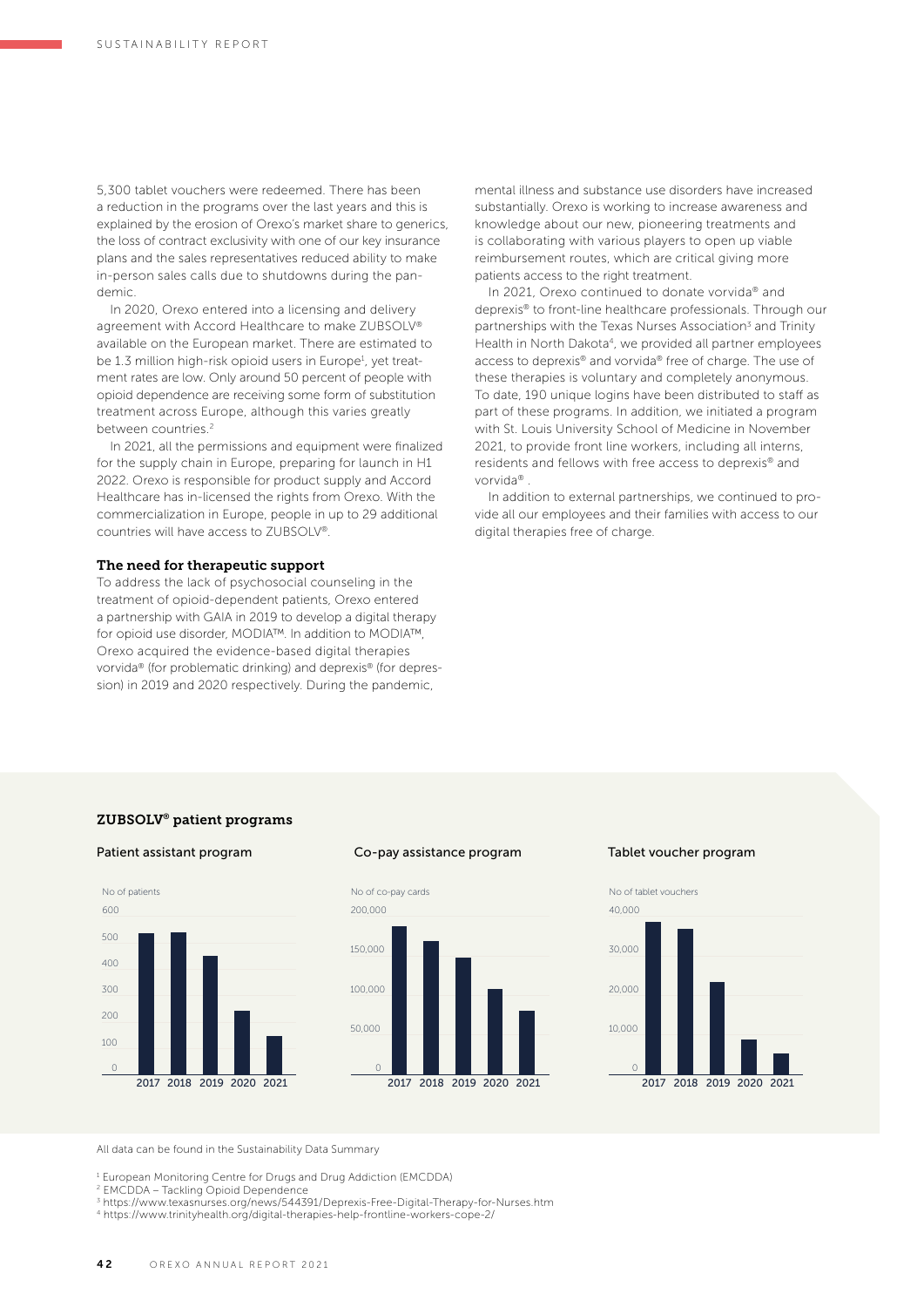5,300 tablet vouchers were redeemed. There has been a reduction in the programs over the last years and this is explained by the erosion of Orexo's market share to generics, the loss of contract exclusivity with one of our key insurance plans and the sales representatives reduced ability to make in-person sales calls due to shutdowns during the pandemic.

In 2020, Orexo entered into a licensing and delivery agreement with Accord Healthcare to make ZUBSOLV® available on the European market. There are estimated to be 1.3 million high-risk opioid users in Europe[1], yet treatment rates are low. Only around 50 percent of people with opioid dependence are receiving some form of substitution treatment across Europe, although this varies greatly between countries.[2]

In 2021, all the permissions and equipment were finalized for the supply chain in Europe, preparing for launch in H1 2022. Orexo is responsible for product supply and Accord Healthcare has in-licensed the rights from Orexo. With the commercialization in Europe, people in up to 29 additional countries will have access to ZUBSOLV®.

### The need for therapeutic support

To address the lack of psychosocial counseling in the treatment of opioid-dependent patients, Orexo entered a partnership with GAIA in 2019 to develop a digital therapy for opioid use disorder, MODIA™. In addition to MODIA™, Orexo acquired the evidence-based digital therapies vorvida® (for problematic drinking) and deprexis® (for depression) in 2019 and 2020 respectively. During the pandemic, mental illness and substance use disorders have increased substantially. Orexo is working to increase awareness and knowledge about our new, pioneering treatments and is collaborating with various players to open up viable reimbursement routes, which are critical giving more patients access to the right treatment.

In 2021, Orexo continued to donate vorvida® and deprexis® to front-line healthcare professionals. Through our partnerships with the Texas Nurses Association[3] and Trinity Health in North Dakota[4], we provided all partner employees access to deprexis® and vorvida® free of charge. The use of these therapies is voluntary and completely anonymous. To date, 190 unique logins have been distributed to staff as part of these programs. In addition, we initiated a program with St. Louis University School of Medicine in November 2021, to provide front line workers, including all interns, residents and fellows with free access to deprexis® and vorvida® .

In addition to external partnerships, we continued to provide all our employees and their families with access to our digital therapies free of charge.

### ZUBSOLV® patient programs

**Patient assistant program**

No of patients (y-axis 0–600); bars for 2017, 2018, 2019, 2020, 2021

**Co-pay assistance program**

No of co-pay cards (y-axis 0–200,000); bars for 2017, 2018, 2019, 2020, 2021

**Tablet voucher program**

No of tablet vouchers (y-axis 0–40,000); bars for 2017, 2018, 2019, 2020, 2021

All data can be found in the Sustainability Data Summary

[1] European Monitoring Centre for Drugs and Drug Addiction (EMCDDA)
[2] EMCDDA – Tackling Opioid Dependence
[3] https://www.texasnurses.org/news/544391/Deprexis-Free-Digital-Therapy-for-Nurses.htm
[4] https://www.trinityhealth.org/digital-therapies-help-frontline-workers-cope-2/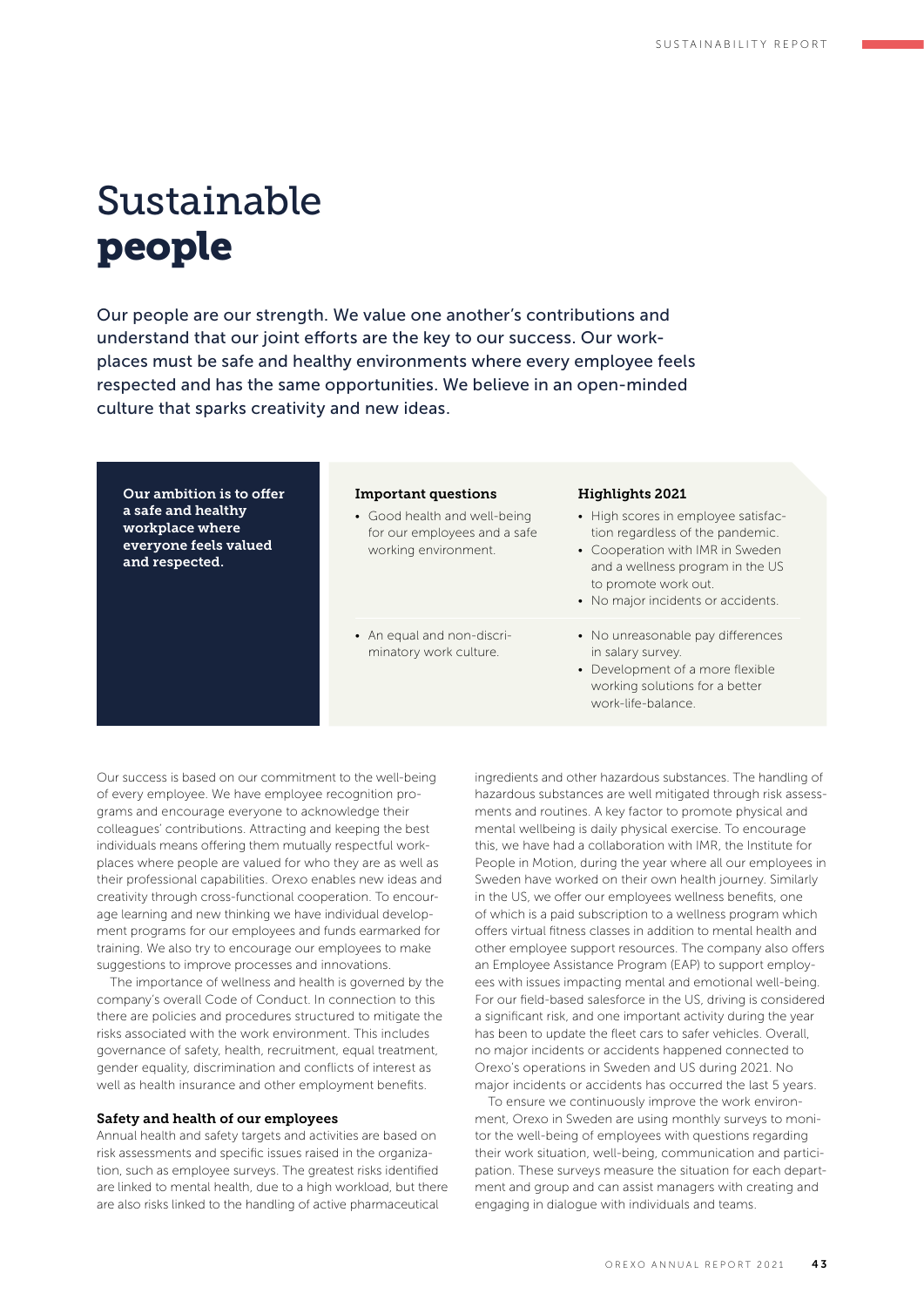# Sustainable **people**

Our people are our strength. We value one another's contributions and understand that our joint efforts are the key to our success. Our workplaces must be safe and healthy environments where every employee feels respected and has the same opportunities. We believe in an open-minded culture that sparks creativity and new ideas.

**Our ambition is to offer a safe and healthy workplace where everyone feels valued and respected.**

| Important questions | Highlights 2021 |
|---|---|
| • Good health and well-being for our employees and a safe working environment. | • High scores in employee satisfaction regardless of the pandemic.<br>• Cooperation with IMR in Sweden and a wellness program in the US to promote work out.<br>• No major incidents or accidents. |
| • An equal and non-discriminatory work culture. | • No unreasonable pay differences in salary survey.<br>• Development of a more flexible working solutions for a better work-life-balance. |

Our success is based on our commitment to the well-being of every employee. We have employee recognition programs and encourage everyone to acknowledge their colleagues' contributions. Attracting and keeping the best individuals means offering them mutually respectful workplaces where people are valued for who they are as well as their professional capabilities. Orexo enables new ideas and creativity through cross-functional cooperation. To encourage learning and new thinking we have individual development programs for our employees and funds earmarked for training. We also try to encourage our employees to make suggestions to improve processes and innovations.

The importance of wellness and health is governed by the company's overall Code of Conduct. In connection to this there are policies and procedures structured to mitigate the risks associated with the work environment. This includes governance of safety, health, recruitment, equal treatment, gender equality, discrimination and conflicts of interest as well as health insurance and other employment benefits.

### Safety and health of our employees

Annual health and safety targets and activities are based on risk assessments and specific issues raised in the organization, such as employee surveys. The greatest risks identified are linked to mental health, due to a high workload, but there are also risks linked to the handling of active pharmaceutical ingredients and other hazardous substances. The handling of hazardous substances are well mitigated through risk assessments and routines. A key factor to promote physical and mental wellbeing is daily physical exercise. To encourage this, we have had a collaboration with IMR, the Institute for People in Motion, during the year where all our employees in Sweden have worked on their own health journey. Similarly in the US, we offer our employees wellness benefits, one of which is a paid subscription to a wellness program which offers virtual fitness classes in addition to mental health and other employee support resources. The company also offers an Employee Assistance Program (EAP) to support employees with issues impacting mental and emotional well-being. For our field-based salesforce in the US, driving is considered a significant risk, and one important activity during the year has been to update the fleet cars to safer vehicles. Overall, no major incidents or accidents happened connected to Orexo's operations in Sweden and US during 2021. No major incidents or accidents has occurred the last 5 years.

To ensure we continuously improve the work environment, Orexo in Sweden are using monthly surveys to monitor the well-being of employees with questions regarding their work situation, well-being, communication and participation. These surveys measure the situation for each department and group and can assist managers with creating and engaging in dialogue with individuals and teams.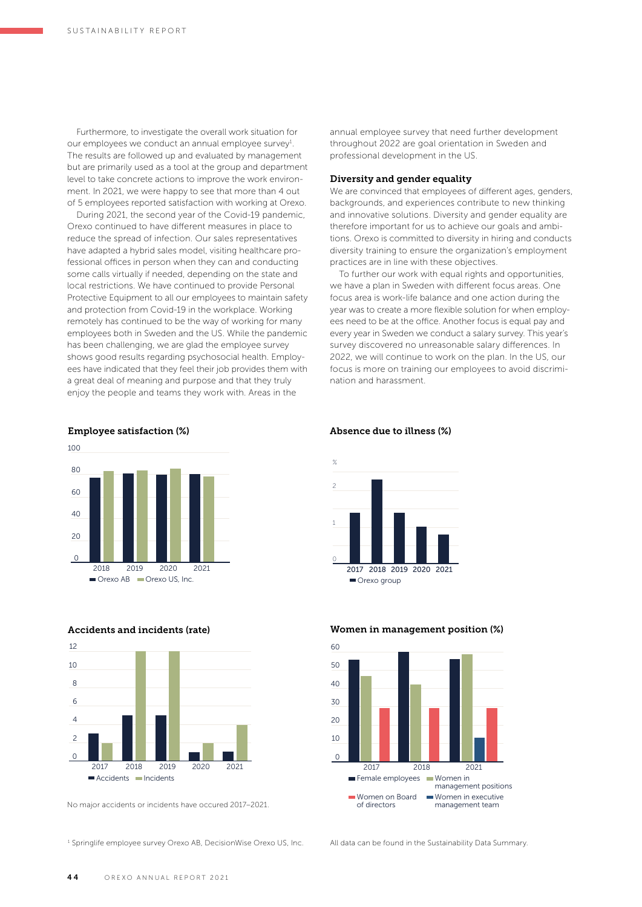Furthermore, to investigate the overall work situation for our employees we conduct an annual employee survey[1]. The results are followed up and evaluated by management but are primarily used as a tool at the group and department level to take concrete actions to improve the work environment. In 2021, we were happy to see that more than 4 out of 5 employees reported satisfaction with working at Orexo.

During 2021, the second year of the Covid-19 pandemic, Orexo continued to have different measures in place to reduce the spread of infection. Our sales representatives have adapted a hybrid sales model, visiting healthcare professional offices in person when they can and conducting some calls virtually if needed, depending on the state and local restrictions. We have continued to provide Personal Protective Equipment to all our employees to maintain safety and protection from Covid-19 in the workplace. Working remotely has continued to be the way of working for many employees both in Sweden and the US. While the pandemic has been challenging, we are glad the employee survey shows good results regarding psychosocial health. Employees have indicated that they feel their job provides them with a great deal of meaning and purpose and that they truly enjoy the people and teams they work with. Areas in the annual employee survey that need further development throughout 2022 are goal orientation in Sweden and professional development in the US.

### Diversity and gender equality

We are convinced that employees of different ages, genders, backgrounds, and experiences contribute to new thinking and innovative solutions. Diversity and gender equality are therefore important for us to achieve our goals and ambitions. Orexo is committed to diversity in hiring and conducts diversity training to ensure the organization's employment practices are in line with these objectives.

To further our work with equal rights and opportunities, we have a plan in Sweden with different focus areas. One focus area is work-life balance and one action during the year was to create a more flexible solution for when employees need to be at the office. Another focus is equal pay and every year in Sweden we conduct a salary survey. This year's survey discovered no unreasonable salary differences. In 2022, we will continue to work on the plan. In the US, our focus is more on training our employees to avoid discrimination and harassment.

**Employee satisfaction (%)**

Orexo AB · Orexo US, Inc. (2018–2021)

**Absence due to illness (%)**

Orexo group (2017–2021)

**Accidents and incidents (rate)**

Accidents · Incidents (2017–2021)

No major accidents or incidents have occured 2017–2021.

**Women in management position (%)**

Female employees · Women in management positions · Women on Board of directors · Women in executive management team (2017, 2018, 2021)

[1] Springlife employee survey Orexo AB, DecisionWise Orexo US, Inc.

All data can be found in the Sustainability Data Summary.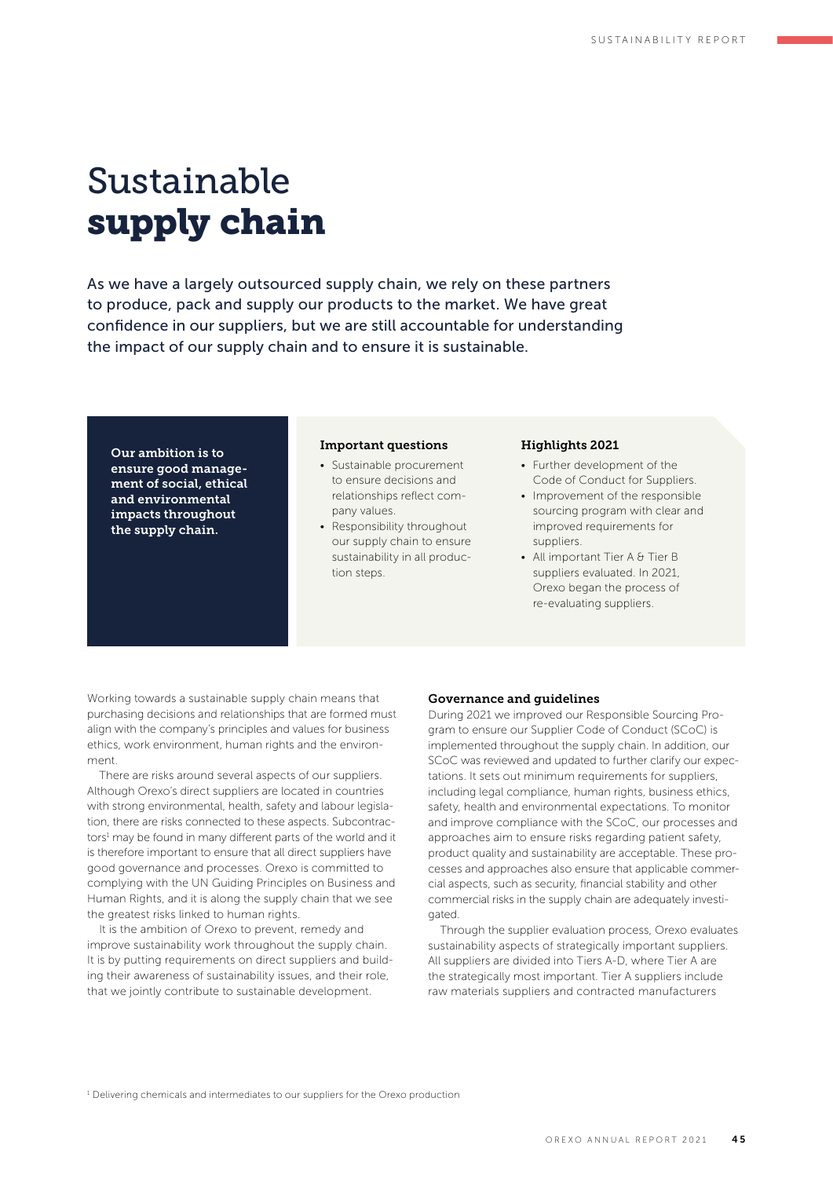# Sustainable **supply chain**

As we have a largely outsourced supply chain, we rely on these partners to produce, pack and supply our products to the market. We have great confidence in our suppliers, but we are still accountable for understanding the impact of our supply chain and to ensure it is sustainable.

**Our ambition is to ensure good management of social, ethical and environmental impacts throughout the supply chain.**

### Important questions

- Sustainable procurement to ensure decisions and relationships reflect company values.
- Responsibility throughout our supply chain to ensure sustainability in all production steps.

### Highlights 2021

- Further development of the Code of Conduct for Suppliers.
- Improvement of the responsible sourcing program with clear and improved requirements for suppliers.
- All important Tier A & Tier B suppliers evaluated. In 2021, Orexo began the process of re-evaluating suppliers.

Working towards a sustainable supply chain means that purchasing decisions and relationships that are formed must align with the company's principles and values for business ethics, work environment, human rights and the environment.

There are risks around several aspects of our suppliers. Although Orexo's direct suppliers are located in countries with strong environmental, health, safety and labour legislation, there are risks connected to these aspects. Subcontractors[1] may be found in many different parts of the world and it is therefore important to ensure that all direct suppliers have good governance and processes. Orexo is committed to complying with the UN Guiding Principles on Business and Human Rights, and it is along the supply chain that we see the greatest risks linked to human rights.

It is the ambition of Orexo to prevent, remedy and improve sustainability work throughout the supply chain. It is by putting requirements on direct suppliers and building their awareness of sustainability issues, and their role, that we jointly contribute to sustainable development.

### Governance and guidelines

During 2021 we improved our Responsible Sourcing Program to ensure our Supplier Code of Conduct (SCoC) is implemented throughout the supply chain. In addition, our SCoC was reviewed and updated to further clarify our expectations. It sets out minimum requirements for suppliers, including legal compliance, human rights, business ethics, safety, health and environmental expectations. To monitor and improve compliance with the SCoC, our processes and approaches aim to ensure risks regarding patient safety, product quality and sustainability are acceptable. These processes and approaches also ensure that applicable commercial aspects, such as security, financial stability and other commercial risks in the supply chain are adequately investigated.

Through the supplier evaluation process, Orexo evaluates sustainability aspects of strategically important suppliers. All suppliers are divided into Tiers A-D, where Tier A are the strategically most important. Tier A suppliers include raw materials suppliers and contracted manufacturers

[1] Delivering chemicals and intermediates to our suppliers for the Orexo production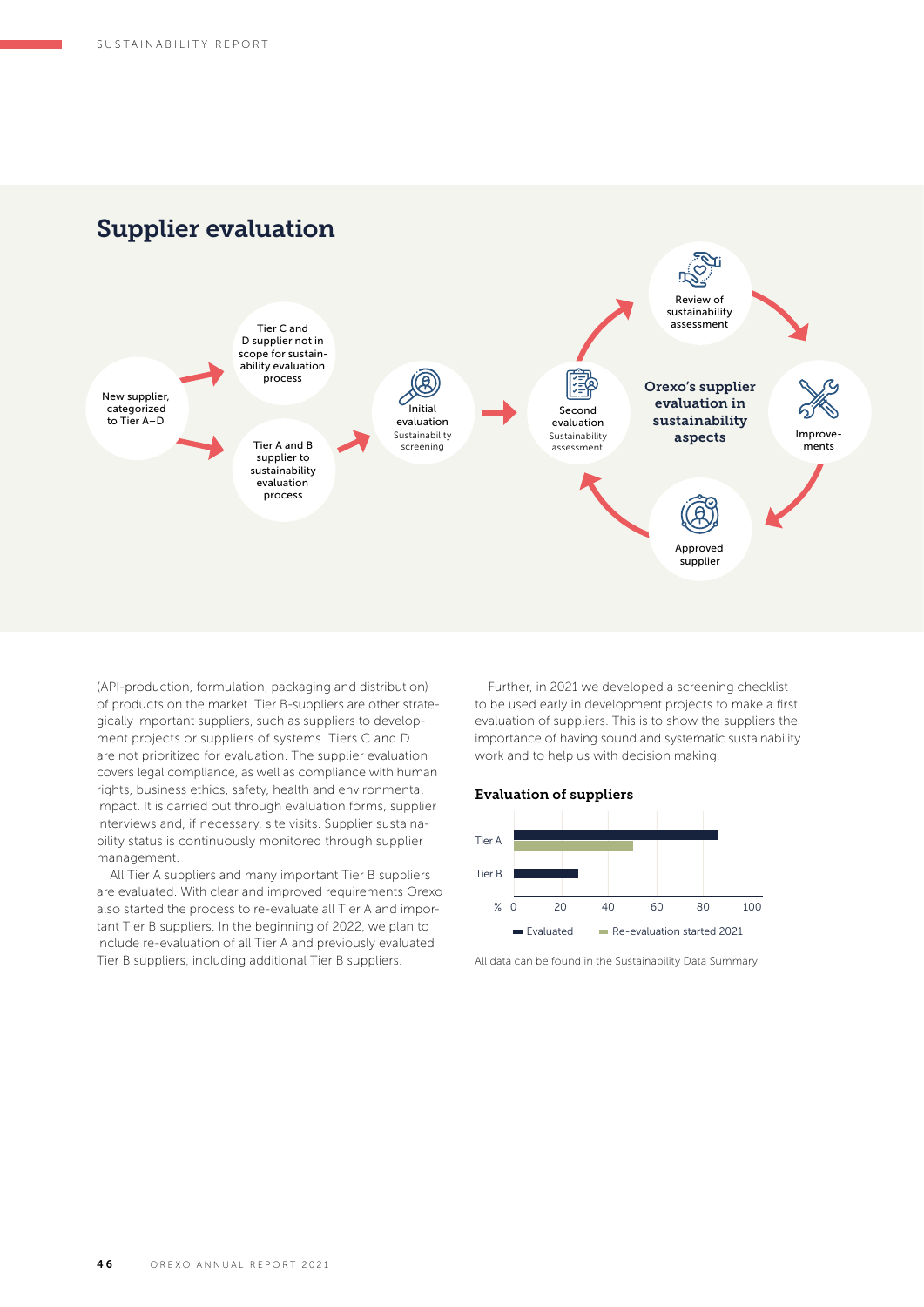## Supplier evaluation

New supplier, categorized to Tier A–D

Tier C and D supplier not in scope for sustainability evaluation process

Tier A and B supplier to sustainability evaluation process

Initial evaluation
Sustainability screening

Second evaluation
Sustainability assessment

Review of sustainability assessment

Improvements

Approved supplier

**Orexo's supplier evaluation in sustainability aspects**

(API-production, formulation, packaging and distribution) of products on the market. Tier B-suppliers are other strategically important suppliers, such as suppliers to development projects or suppliers of systems. Tiers C and D are not prioritized for evaluation. The supplier evaluation covers legal compliance, as well as compliance with human rights, business ethics, safety, health and environmental impact. It is carried out through evaluation forms, supplier interviews and, if necessary, site visits. Supplier sustainability status is continuously monitored through supplier management.

All Tier A suppliers and many important Tier B suppliers are evaluated. With clear and improved requirements Orexo also started the process to re-evaluate all Tier A and important Tier B suppliers. In the beginning of 2022, we plan to include re-evaluation of all Tier A and previously evaluated Tier B suppliers, including additional Tier B suppliers.

Further, in 2021 we developed a screening checklist to be used early in development projects to make a first evaluation of suppliers. This is to show the suppliers the importance of having sound and systematic sustainability work and to help us with decision making.

### Evaluation of suppliers

Tier A
Tier B
% 0 20 40 60 80 100
Evaluated
Re-evaluation started 2021

All data can be found in the Sustainability Data Summary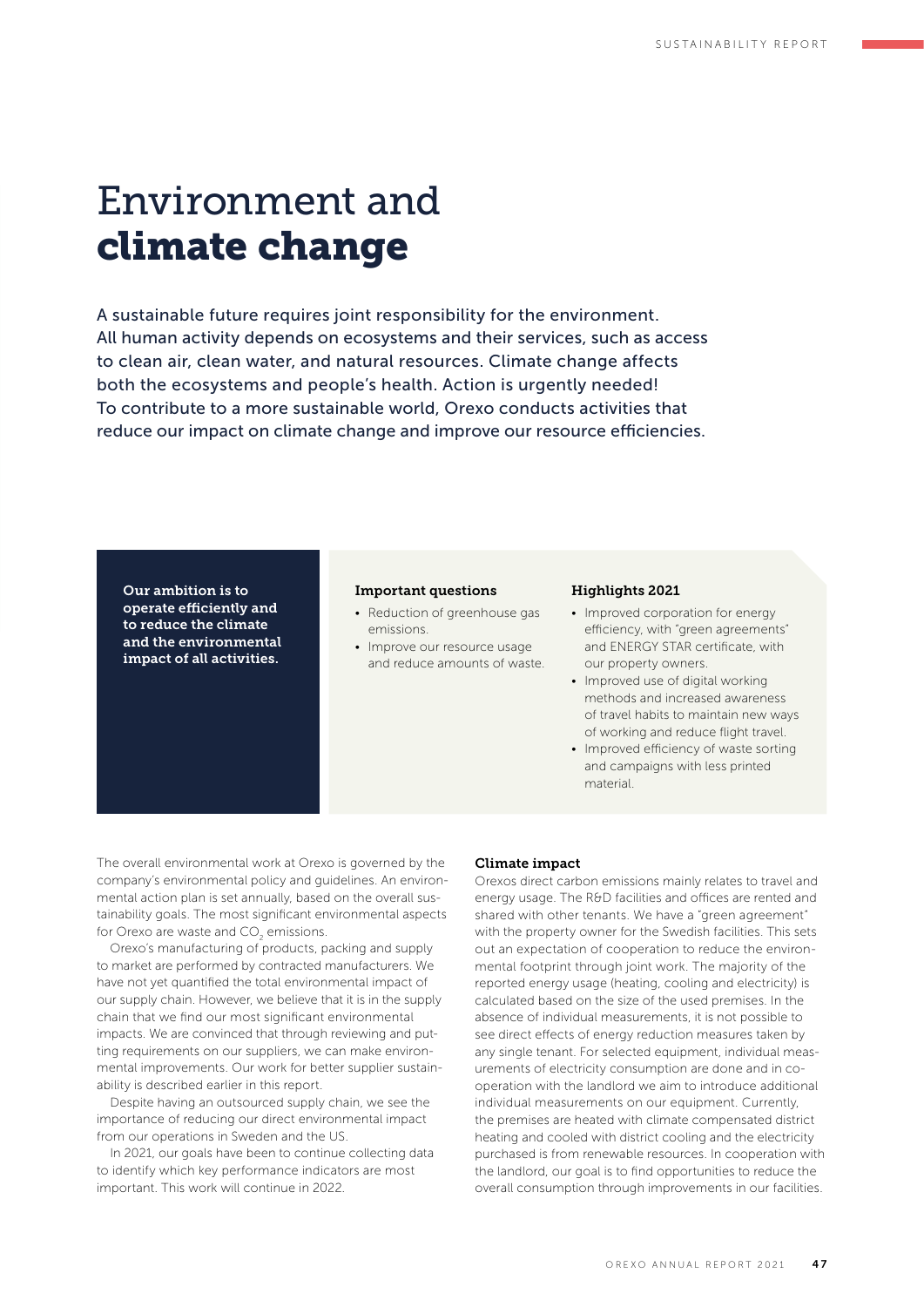# Environment and **climate change**

A sustainable future requires joint responsibility for the environment. All human activity depends on ecosystems and their services, such as access to clean air, clean water, and natural resources. Climate change affects both the ecosystems and people's health. Action is urgently needed! To contribute to a more sustainable world, Orexo conducts activities that reduce our impact on climate change and improve our resource efficiencies.

**Our ambition is to operate efficiently and to reduce the climate and the environmental impact of all activities.**

**Important questions**

- Reduction of greenhouse gas emissions.
- Improve our resource usage and reduce amounts of waste.

**Highlights 2021**

- Improved corporation for energy efficiency, with "green agreements" and ENERGY STAR certificate, with our property owners.
- Improved use of digital working methods and increased awareness of travel habits to maintain new ways of working and reduce flight travel.
- Improved efficiency of waste sorting and campaigns with less printed material.

The overall environmental work at Orexo is governed by the company's environmental policy and guidelines. An environmental action plan is set annually, based on the overall sustainability goals. The most significant environmental aspects for Orexo are waste and $CO_2$ emissions.

Orexo's manufacturing of products, packing and supply to market are performed by contracted manufacturers. We have not yet quantified the total environmental impact of our supply chain. However, we believe that it is in the supply chain that we find our most significant environmental impacts. We are convinced that through reviewing and putting requirements on our suppliers, we can make environmental improvements. Our work for better supplier sustainability is described earlier in this report.

Despite having an outsourced supply chain, we see the importance of reducing our direct environmental impact from our operations in Sweden and the US.

In 2021, our goals have been to continue collecting data to identify which key performance indicators are most important. This work will continue in 2022.

### Climate impact

Orexos direct carbon emissions mainly relates to travel and energy usage. The R&D facilities and offices are rented and shared with other tenants. We have a "green agreement" with the property owner for the Swedish facilities. This sets out an expectation of cooperation to reduce the environmental footprint through joint work. The majority of the reported energy usage (heating, cooling and electricity) is calculated based on the size of the used premises. In the absence of individual measurements, it is not possible to see direct effects of energy reduction measures taken by any single tenant. For selected equipment, individual measurements of electricity consumption are done and in cooperation with the landlord we aim to introduce additional individual measurements on our equipment. Currently, the premises are heated with climate compensated district heating and cooled with district cooling and the electricity purchased is from renewable resources. In cooperation with the landlord, our goal is to find opportunities to reduce the overall consumption through improvements in our facilities.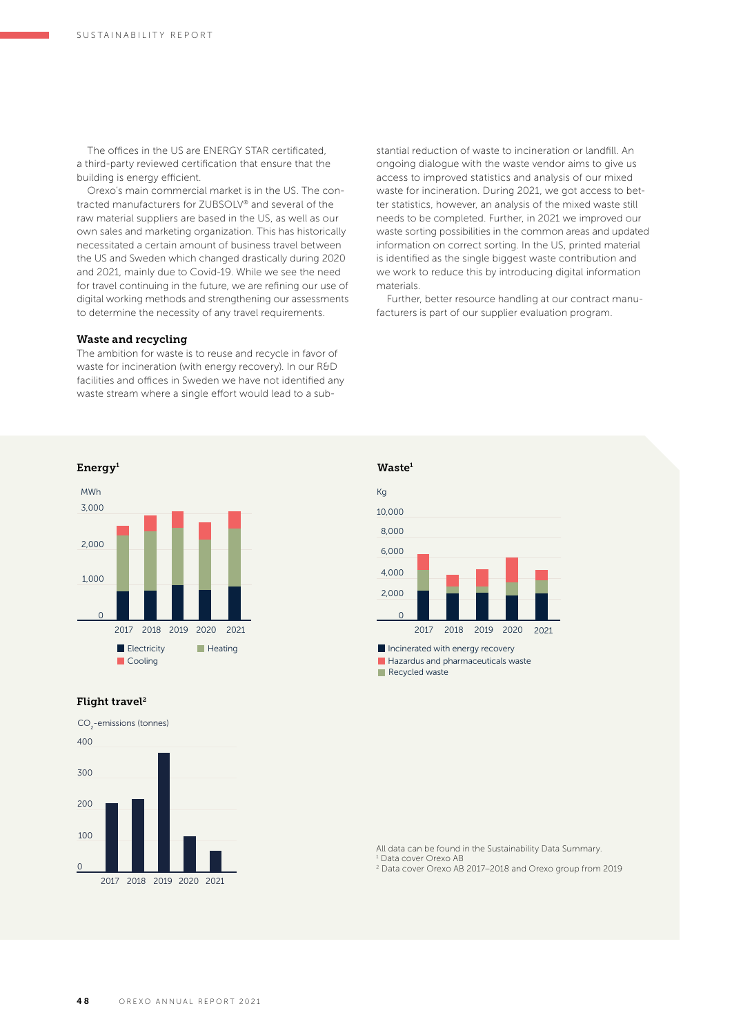The offices in the US are ENERGY STAR certificated, a third-party reviewed certification that ensure that the building is energy efficient.

Orexo's main commercial market is in the US. The contracted manufacturers for ZUBSOLV® and several of the raw material suppliers are based in the US, as well as our own sales and marketing organization. This has historically necessitated a certain amount of business travel between the US and Sweden which changed drastically during 2020 and 2021, mainly due to Covid-19. While we see the need for travel continuing in the future, we are refining our use of digital working methods and strengthening our assessments to determine the necessity of any travel requirements.

### Waste and recycling

The ambition for waste is to reuse and recycle in favor of waste for incineration (with energy recovery). In our R&D facilities and offices in Sweden we have not identified any waste stream where a single effort would lead to a substantial reduction of waste to incineration or landfill. An ongoing dialogue with the waste vendor aims to give us access to improved statistics and analysis of our mixed waste for incineration. During 2021, we got access to better statistics, however, an analysis of the mixed waste still needs to be completed. Further, in 2021 we improved our waste sorting possibilities in the common areas and updated information on correct sorting. In the US, printed material is identified as the single biggest waste contribution and we work to reduce this by introducing digital information materials.

Further, better resource handling at our contract manufacturers is part of our supplier evaluation program.

**Energy[1]**

MWh

Legend: Electricity, Heating, Cooling

**Waste[1]**

Kg

Legend: Incinerated with energy recovery, Hazardus and pharmaceuticals waste, Recycled waste

**Flight travel[2]**

$CO_2$-emissions (tonnes)

All data can be found in the Sustainability Data Summary.

[1] Data cover Orexo AB

[2] Data cover Orexo AB 2017–2018 and Orexo group from 2019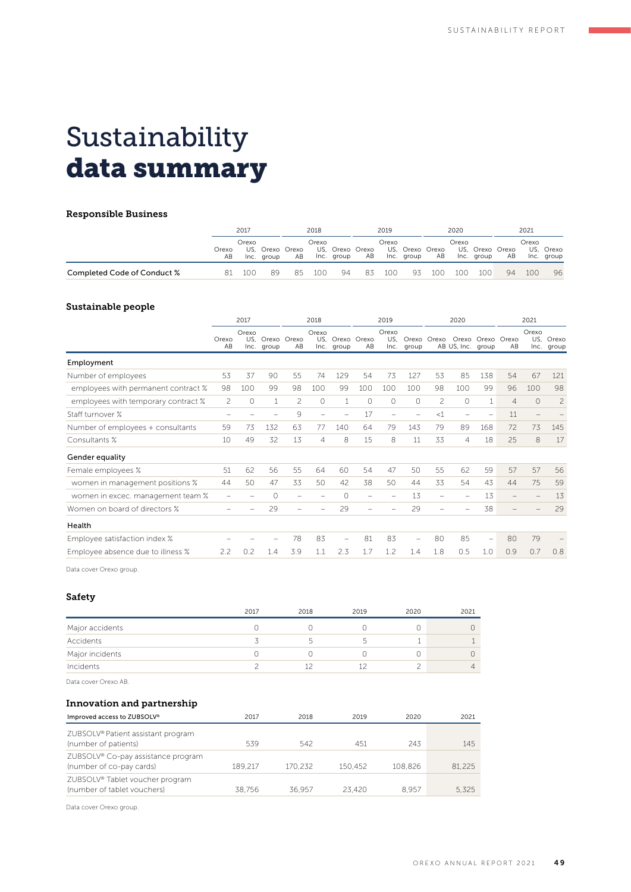# Sustainability **data summary**

### Responsible Business

| | 2017 | | | 2018 | | | 2019 | | | 2020 | | | 2021 | | |
|---|---|---|---|---|---|---|---|---|---|---|---|---|---|---|---|
| | Orexo AB | Orexo US, Inc. | Orexo group | Orexo AB | Orexo US, Inc. | Orexo group | Orexo AB | Orexo US, Inc. | Orexo group | Orexo AB | Orexo US, Inc. | Orexo group | Orexo AB | Orexo US, Inc. | Orexo group |
| Completed Code of Conduct % | 81 | 100 | 89 | 85 | 100 | 94 | 83 | 100 | 93 | 100 | 100 | 100 | 94 | 100 | 96 |

### Sustainable people

| | 2017 | | | 2018 | | | 2019 | | | 2020 | | | 2021 | | |
|---|---|---|---|---|---|---|---|---|---|---|---|---|---|---|---|
| | Orexo AB | Orexo US, Inc. | Orexo group | Orexo AB | Orexo US, Inc. | Orexo group | Orexo AB | Orexo US, Inc. | Orexo group | Orexo AB | Orexo US, Inc. | Orexo group | Orexo AB | Orexo US, Inc. | Orexo group |
| **Employment** | | | | | | | | | | | | | | | |
| Number of employees | 53 | 37 | 90 | 55 | 74 | 129 | 54 | 73 | 127 | 53 | 85 | 138 | 54 | 67 | 121 |
| employees with permanent contract % | 98 | 100 | 99 | 98 | 100 | 99 | 100 | 100 | 100 | 98 | 100 | 99 | 96 | 100 | 98 |
| employees with temporary contract % | 2 | 0 | 1 | 2 | 0 | 1 | 0 | 0 | 0 | 2 | 0 | 1 | 4 | 0 | 2 |
| Staff turnover % | – | – | – | 9 | – | – | 17 | – | – | <1 | – | – | 11 | – | – |
| Number of employees + consultants | 59 | 73 | 132 | 63 | 77 | 140 | 64 | 79 | 143 | 79 | 89 | 168 | 72 | 73 | 145 |
| Consultants % | 10 | 49 | 32 | 13 | 4 | 8 | 15 | 8 | 11 | 33 | 4 | 18 | 25 | 8 | 17 |
| **Gender equality** | | | | | | | | | | | | | | | |
| Female employees % | 51 | 62 | 56 | 55 | 64 | 60 | 54 | 47 | 50 | 55 | 62 | 59 | 57 | 57 | 56 |
| women in management positions % | 44 | 50 | 47 | 33 | 50 | 42 | 38 | 50 | 44 | 33 | 54 | 43 | 44 | 75 | 59 |
| women in excec. management team % | – | – | 0 | – | – | 0 | – | – | 13 | – | – | 13 | – | – | 13 |
| Women on board of directors % | – | – | 29 | – | – | 29 | – | – | 29 | – | – | 38 | – | – | 29 |
| **Health** | | | | | | | | | | | | | | | |
| Employee satisfaction index % | – | – | – | 78 | 83 | – | 81 | 83 | – | 80 | 85 | – | 80 | 79 | – |
| Employee absence due to illness % | 2.2 | 0.2 | 1.4 | 3.9 | 1.1 | 2.3 | 1.7 | 1.2 | 1.4 | 1.8 | 0.5 | 1.0 | 0.9 | 0.7 | 0.8 |

Data cover Orexo group.

### Safety

| | 2017 | 2018 | 2019 | 2020 | 2021 |
|---|---|---|---|---|---|
| Major accidents | 0 | 0 | 0 | 0 | 0 |
| Accidents | 3 | 5 | 5 | 1 | 1 |
| Major incidents | 0 | 0 | 0 | 0 | 0 |
| Incidents | 2 | 12 | 12 | 2 | 4 |

Data cover Orexo AB.

### Innovation and partnership

| Improved access to ZUBSOLV® | 2017 | 2018 | 2019 | 2020 | 2021 |
|---|---|---|---|---|---|
| ZUBSOLV® Patient assistant program (number of patients) | 539 | 542 | 451 | 243 | 145 |
| ZUBSOLV® Co-pay assistance program (number of co-pay cards) | 189,217 | 170,232 | 150,452 | 108,826 | 81,225 |
| ZUBSOLV® Tablet voucher program (number of tablet vouchers) | 38,756 | 36,957 | 23,420 | 8,957 | 5,325 |

Data cover Orexo group.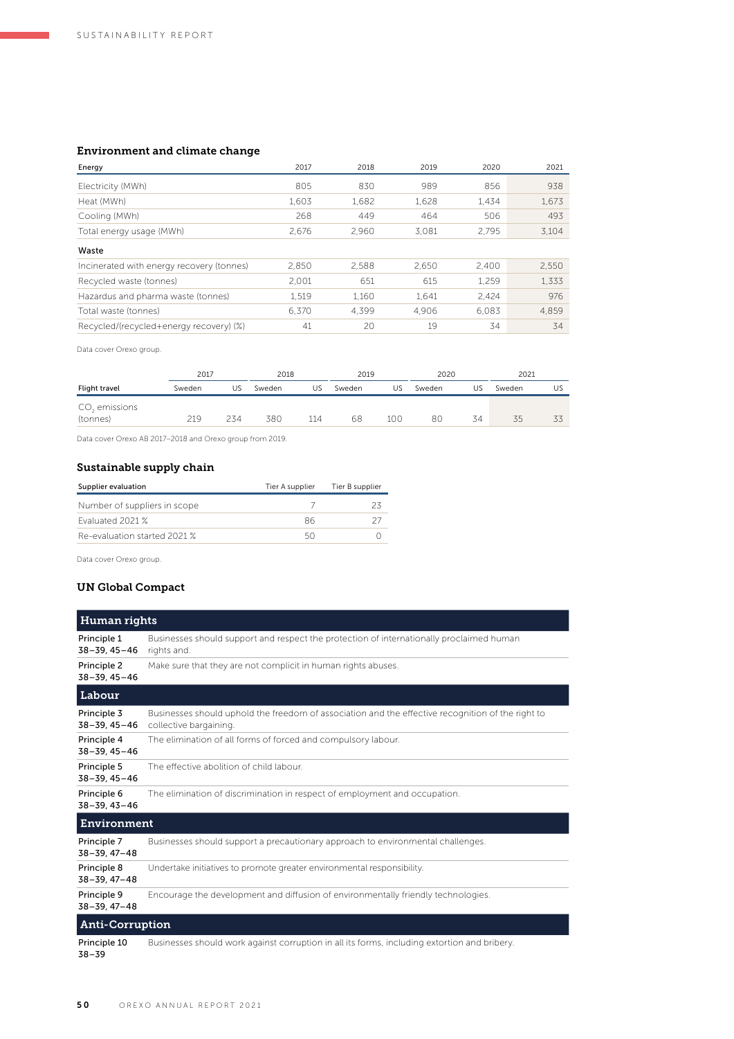### Environment and climate change

| Energy | 2017 | 2018 | 2019 | 2020 | 2021 |
|---|---|---|---|---|---|
| Electricity (MWh) | 805 | 830 | 989 | 856 | 938 |
| Heat (MWh) | 1,603 | 1,682 | 1,628 | 1,434 | 1,673 |
| Cooling (MWh) | 268 | 449 | 464 | 506 | 493 |
| Total energy usage (MWh) | 2,676 | 2,960 | 3,081 | 2,795 | 3,104 |
| **Waste** | | | | | |
| Incinerated with energy recovery (tonnes) | 2,850 | 2,588 | 2,650 | 2,400 | 2,550 |
| Recycled waste (tonnes) | 2,001 | 651 | 615 | 1,259 | 1,333 |
| Hazardus and pharma waste (tonnes) | 1,519 | 1,160 | 1,641 | 2,424 | 976 |
| Total waste (tonnes) | 6,370 | 4,399 | 4,906 | 6,083 | 4,859 |
| Recycled/(recycled+energy recovery) (%) | 41 | 20 | 19 | 34 | 34 |

Data cover Orexo group.

| | 2017 | | 2018 | | 2019 | | 2020 | | 2021 | |
|---|---|---|---|---|---|---|---|---|---|---|
| Flight travel | Sweden | US | Sweden | US | Sweden | US | Sweden | US | Sweden | US |
| $CO_2$ emissions (tonnes) | 219 | 234 | 380 | 114 | 68 | 100 | 80 | 34 | 35 | 33 |

Data cover Orexo AB 2017–2018 and Orexo group from 2019.

### Sustainable supply chain

| Supplier evaluation | Tier A supplier | Tier B supplier |
|---|---|---|
| Number of suppliers in scope | 7 | 23 |
| Evaluated 2021 % | 86 | 27 |
| Re-evaluation started 2021 % | 50 | 0 |

Data cover Orexo group.

### UN Global Compact

| Human rights | |
|---|---|
| Principle 1<br>38–39, 45–46 | Businesses should support and respect the protection of internationally proclaimed human rights and. |
| Principle 2<br>38–39, 45–46 | Make sure that they are not complicit in human rights abuses. |
| **Labour** | |
| Principle 3<br>38–39, 45–46 | Businesses should uphold the freedom of association and the effective recognition of the right to collective bargaining. |
| Principle 4<br>38–39, 45–46 | The elimination of all forms of forced and compulsory labour. |
| Principle 5<br>38–39, 45–46 | The effective abolition of child labour. |
| Principle 6<br>38–39, 43–46 | The elimination of discrimination in respect of employment and occupation. |
| **Environment** | |
| Principle 7<br>38–39, 47–48 | Businesses should support a precautionary approach to environmental challenges. |
| Principle 8<br>38–39, 47–48 | Undertake initiatives to promote greater environmental responsibility. |
| Principle 9<br>38–39, 47–48 | Encourage the development and diffusion of environmentally friendly technologies. |
| **Anti-Corruption** | |
| Principle 10<br>38–39 | Businesses should work against corruption in all its forms, including extortion and bribery. |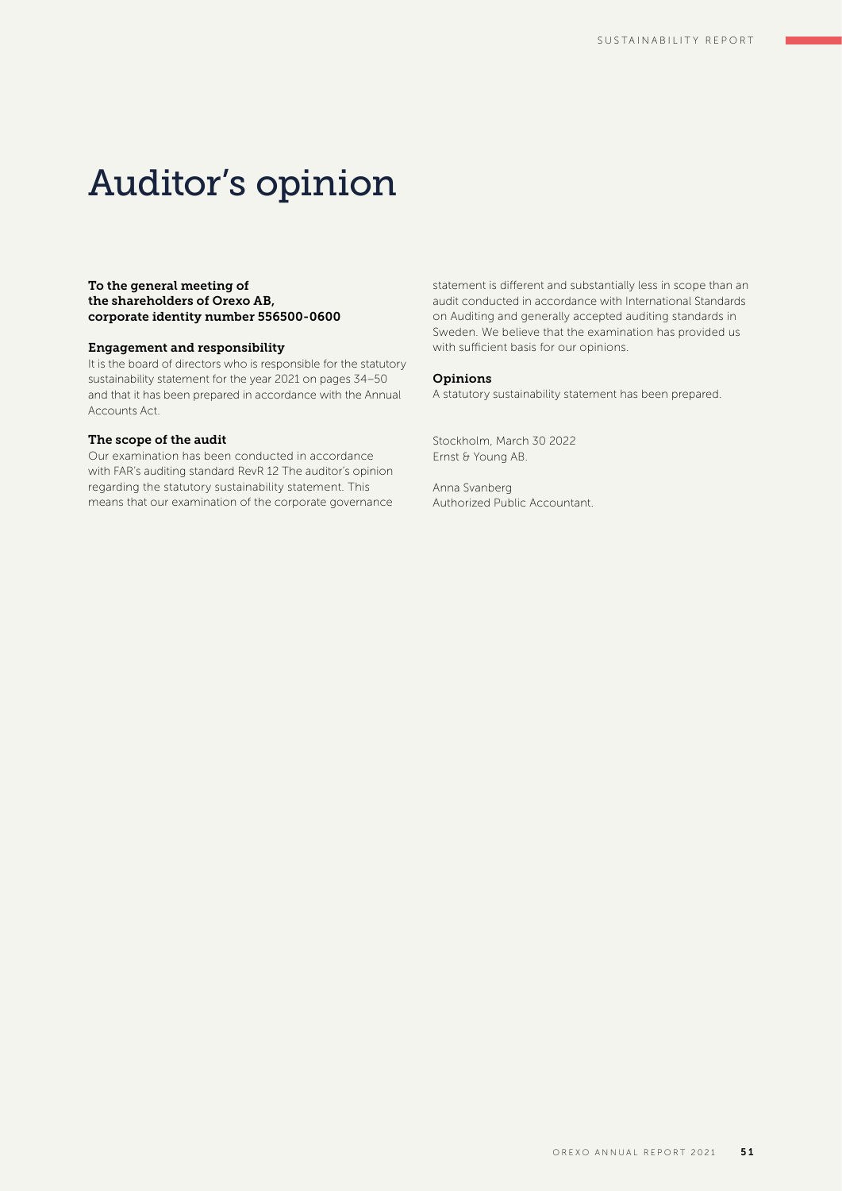# Auditor's opinion

**To the general meeting of the shareholders of Orexo AB, corporate identity number 556500-0600**

### Engagement and responsibility

It is the board of directors who is responsible for the statutory sustainability statement for the year 2021 on pages 34–50 and that it has been prepared in accordance with the Annual Accounts Act.

### The scope of the audit

Our examination has been conducted in accordance with FAR's auditing standard RevR 12 The auditor's opinion regarding the statutory sustainability statement. This means that our examination of the corporate governance statement is different and substantially less in scope than an audit conducted in accordance with International Standards on Auditing and generally accepted auditing standards in Sweden. We believe that the examination has provided us with sufficient basis for our opinions.

### Opinions

A statutory sustainability statement has been prepared.

Stockholm, March 30 2022
Ernst & Young AB.

Anna Svanberg
Authorized Public Accountant.